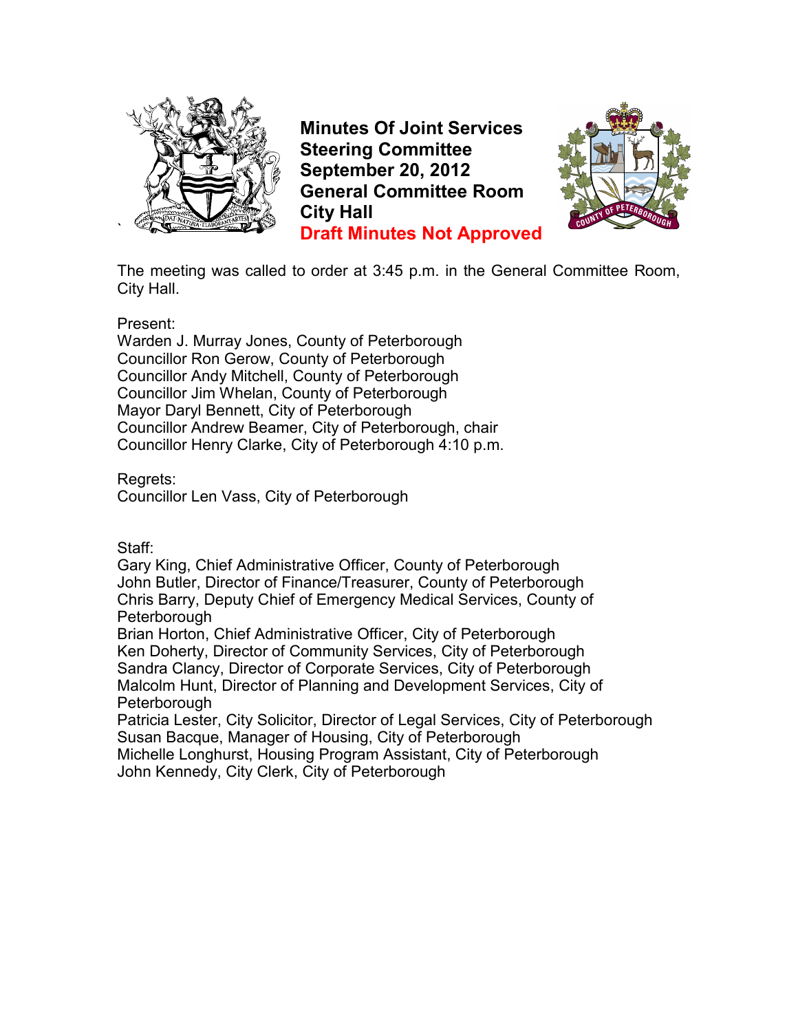# Minutes Of Joint Services Steering Committee
# September 20, 2012
# General Committee Room
# City Hall
# Draft Minutes Not Approved

The meeting was called to order at 3:45 p.m. in the General Committee Room, City Hall.

Present:
Warden J. Murray Jones, County of Peterborough
Councillor Ron Gerow, County of Peterborough
Councillor Andy Mitchell, County of Peterborough
Councillor Jim Whelan, County of Peterborough
Mayor Daryl Bennett, City of Peterborough
Councillor Andrew Beamer, City of Peterborough, chair
Councillor Henry Clarke, City of Peterborough 4:10 p.m.

Regrets:
Councillor Len Vass, City of Peterborough

Staff:
Gary King, Chief Administrative Officer, County of Peterborough
John Butler, Director of Finance/Treasurer, County of Peterborough
Chris Barry, Deputy Chief of Emergency Medical Services, County of Peterborough
Brian Horton, Chief Administrative Officer, City of Peterborough
Ken Doherty, Director of Community Services, City of Peterborough
Sandra Clancy, Director of Corporate Services, City of Peterborough
Malcolm Hunt, Director of Planning and Development Services, City of Peterborough
Patricia Lester, City Solicitor, Director of Legal Services, City of Peterborough
Susan Bacque, Manager of Housing, City of Peterborough
Michelle Longhurst, Housing Program Assistant, City of Peterborough
John Kennedy, City Clerk, City of Peterborough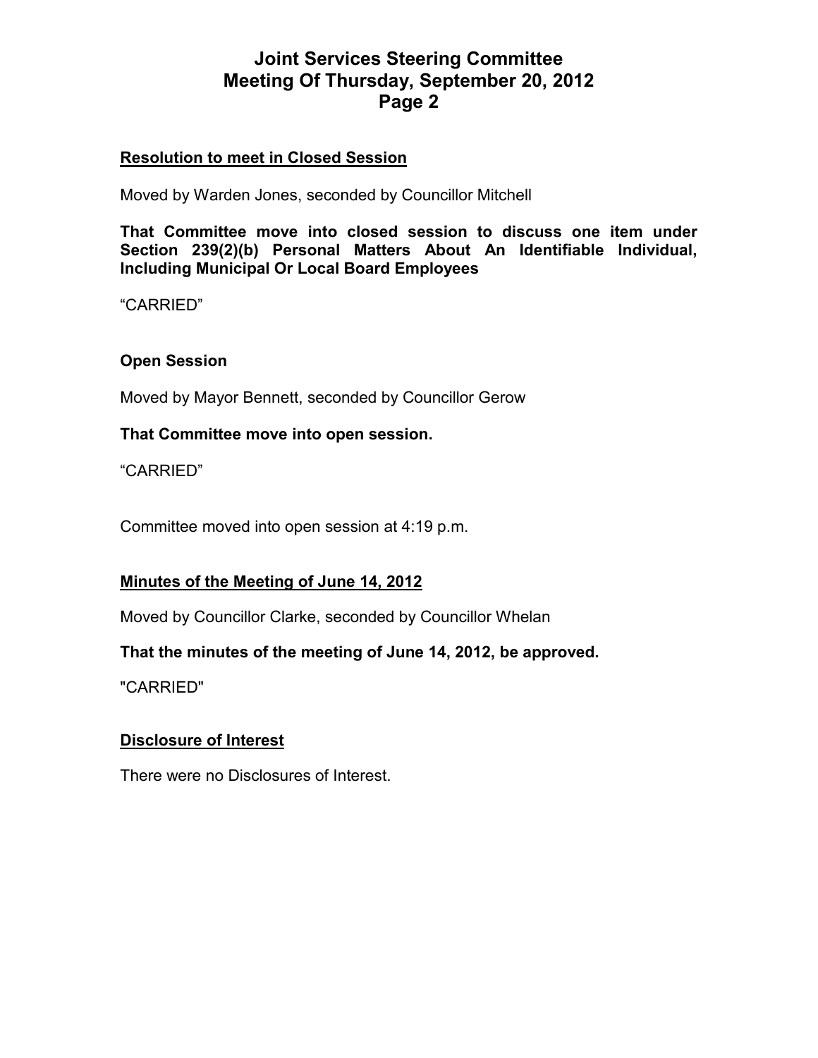**Resolution to meet in Closed Session**

Moved by Warden Jones, seconded by Councillor Mitchell

**That Committee move into closed session to discuss one item under Section 239(2)(b) Personal Matters About An Identifiable Individual, Including Municipal Or Local Board Employees**

"CARRIED"

**Open Session**

Moved by Mayor Bennett, seconded by Councillor Gerow

**That Committee move into open session.**

"CARRIED"

Committee moved into open session at 4:19 p.m.

**Minutes of the Meeting of June 14, 2012**

Moved by Councillor Clarke, seconded by Councillor Whelan

**That the minutes of the meeting of June 14, 2012, be approved.**

"CARRIED"

**Disclosure of Interest**

There were no Disclosures of Interest.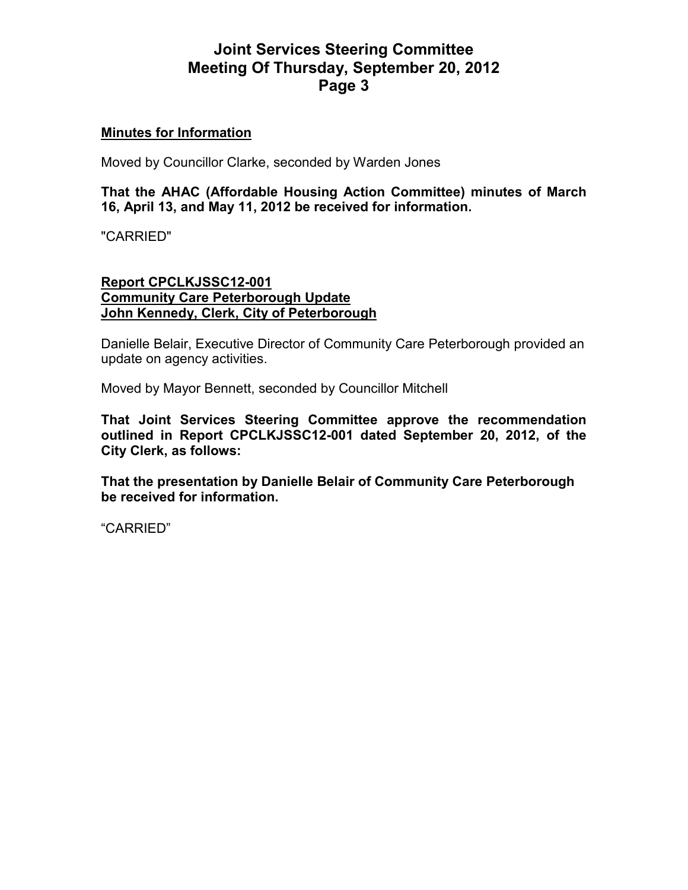**<u>Minutes for Information</u>**

Moved by Councillor Clarke, seconded by Warden Jones

**That the AHAC (Affordable Housing Action Committee) minutes of March 16, April 13, and May 11, 2012 be received for information.**

"CARRIED"

**<u>Report CPCLKJSSC12-001</u>**
**<u>Community Care Peterborough Update</u>**
**<u>John Kennedy, Clerk, City of Peterborough</u>**

Danielle Belair, Executive Director of Community Care Peterborough provided an update on agency activities.

Moved by Mayor Bennett, seconded by Councillor Mitchell

**That Joint Services Steering Committee approve the recommendation outlined in Report CPCLKJSSC12-001 dated September 20, 2012, of the City Clerk, as follows:**

**That the presentation by Danielle Belair of Community Care Peterborough be received for information.**

"CARRIED"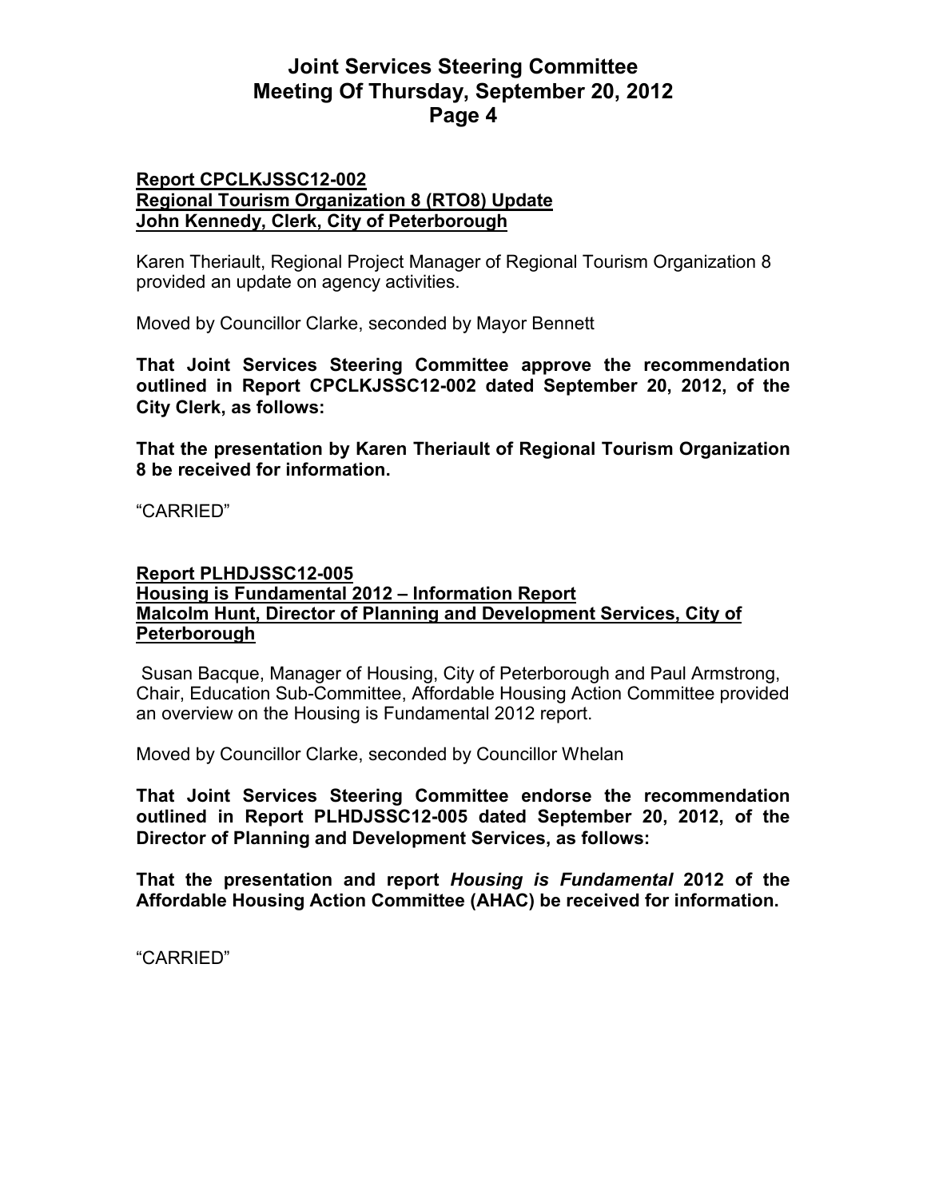**Report CPCLKJSSC12-002**
**Regional Tourism Organization 8 (RTO8) Update**
**John Kennedy, Clerk, City of Peterborough**

Karen Theriault, Regional Project Manager of Regional Tourism Organization 8 provided an update on agency activities.

Moved by Councillor Clarke, seconded by Mayor Bennett

**That Joint Services Steering Committee approve the recommendation outlined in Report CPCLKJSSC12-002 dated September 20, 2012, of the City Clerk, as follows:**

**That the presentation by Karen Theriault of Regional Tourism Organization 8 be received for information.**

"CARRIED"

**Report PLHDJSSC12-005**
**Housing is Fundamental 2012 – Information Report**
**Malcolm Hunt, Director of Planning and Development Services, City of Peterborough**

Susan Bacque, Manager of Housing, City of Peterborough and Paul Armstrong, Chair, Education Sub-Committee, Affordable Housing Action Committee provided an overview on the Housing is Fundamental 2012 report.

Moved by Councillor Clarke, seconded by Councillor Whelan

**That Joint Services Steering Committee endorse the recommendation outlined in Report PLHDJSSC12-005 dated September 20, 2012, of the Director of Planning and Development Services, as follows:**

**That the presentation and report *Housing is Fundamental* 2012 of the Affordable Housing Action Committee (AHAC) be received for information.**

"CARRIED"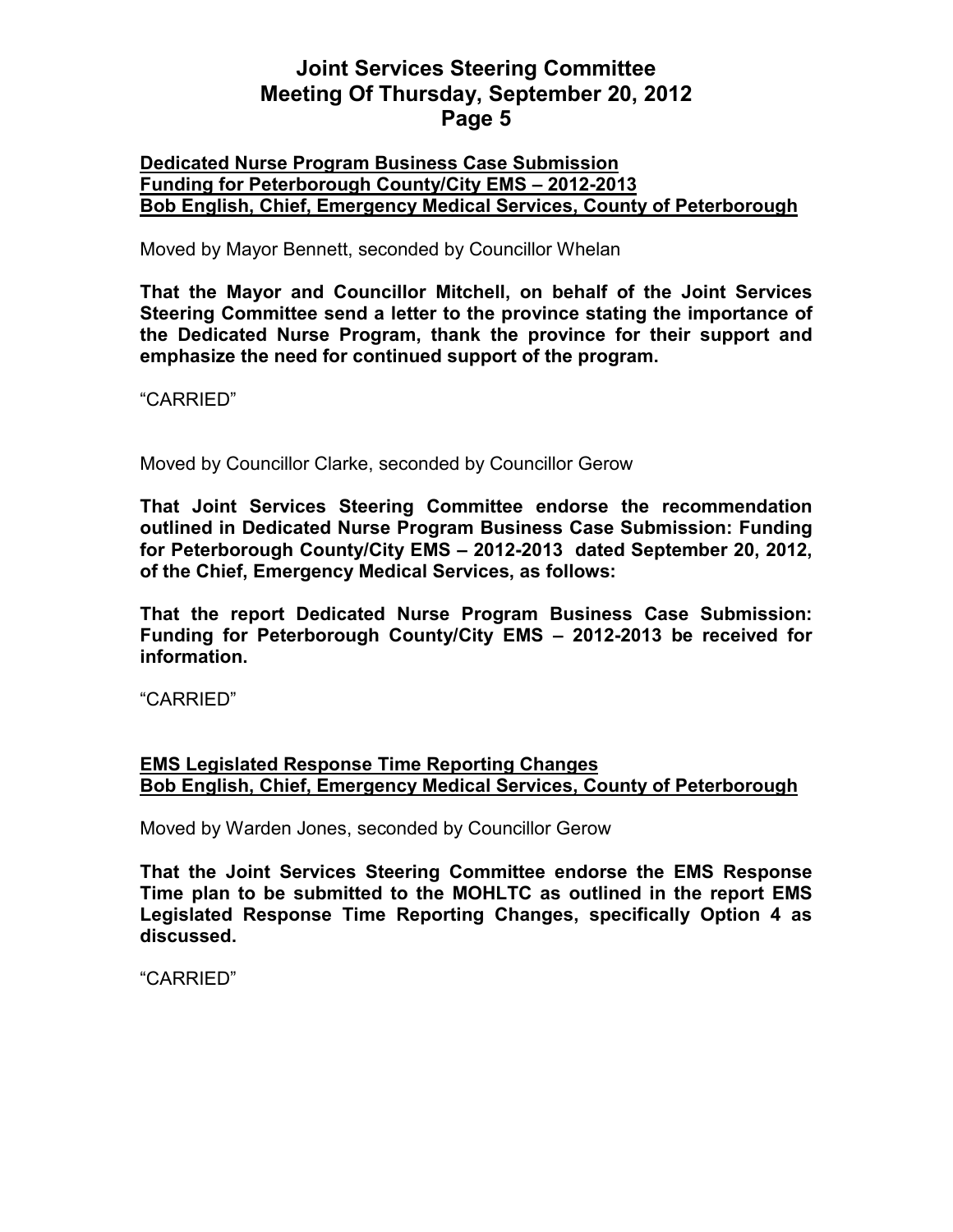**Dedicated Nurse Program Business Case Submission**
**Funding for Peterborough County/City EMS – 2012-2013**
**Bob English, Chief, Emergency Medical Services, County of Peterborough**

Moved by Mayor Bennett, seconded by Councillor Whelan

**That the Mayor and Councillor Mitchell, on behalf of the Joint Services Steering Committee send a letter to the province stating the importance of the Dedicated Nurse Program, thank the province for their support and emphasize the need for continued support of the program.**

"CARRIED"

Moved by Councillor Clarke, seconded by Councillor Gerow

**That Joint Services Steering Committee endorse the recommendation outlined in Dedicated Nurse Program Business Case Submission: Funding for Peterborough County/City EMS – 2012-2013 dated September 20, 2012, of the Chief, Emergency Medical Services, as follows:**

**That the report Dedicated Nurse Program Business Case Submission: Funding for Peterborough County/City EMS – 2012-2013 be received for information.**

"CARRIED"

**EMS Legislated Response Time Reporting Changes**
**Bob English, Chief, Emergency Medical Services, County of Peterborough**

Moved by Warden Jones, seconded by Councillor Gerow

**That the Joint Services Steering Committee endorse the EMS Response Time plan to be submitted to the MOHLTC as outlined in the report EMS Legislated Response Time Reporting Changes, specifically Option 4 as discussed.**

"CARRIED"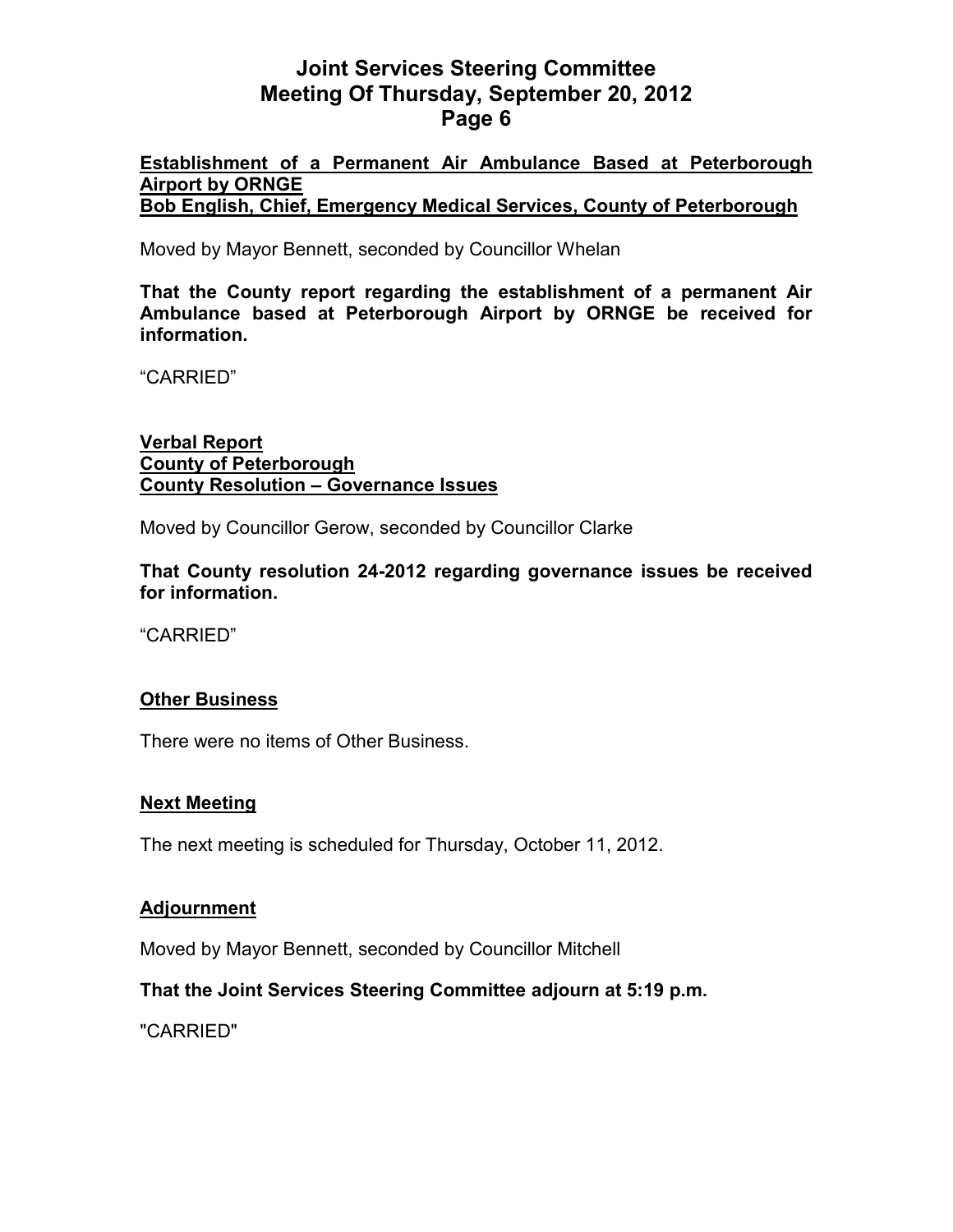**Establishment of a Permanent Air Ambulance Based at Peterborough Airport by ORNGE**
**Bob English, Chief, Emergency Medical Services, County of Peterborough**

Moved by Mayor Bennett, seconded by Councillor Whelan

**That the County report regarding the establishment of a permanent Air Ambulance based at Peterborough Airport by ORNGE be received for information.**

“CARRIED”

**Verbal Report**
**County of Peterborough**
**County Resolution – Governance Issues**

Moved by Councillor Gerow, seconded by Councillor Clarke

**That County resolution 24-2012 regarding governance issues be received for information.**

“CARRIED”

## Other Business

There were no items of Other Business.

## Next Meeting

The next meeting is scheduled for Thursday, October 11, 2012.

## Adjournment

Moved by Mayor Bennett, seconded by Councillor Mitchell

**That the Joint Services Steering Committee adjourn at 5:19 p.m.**

"CARRIED"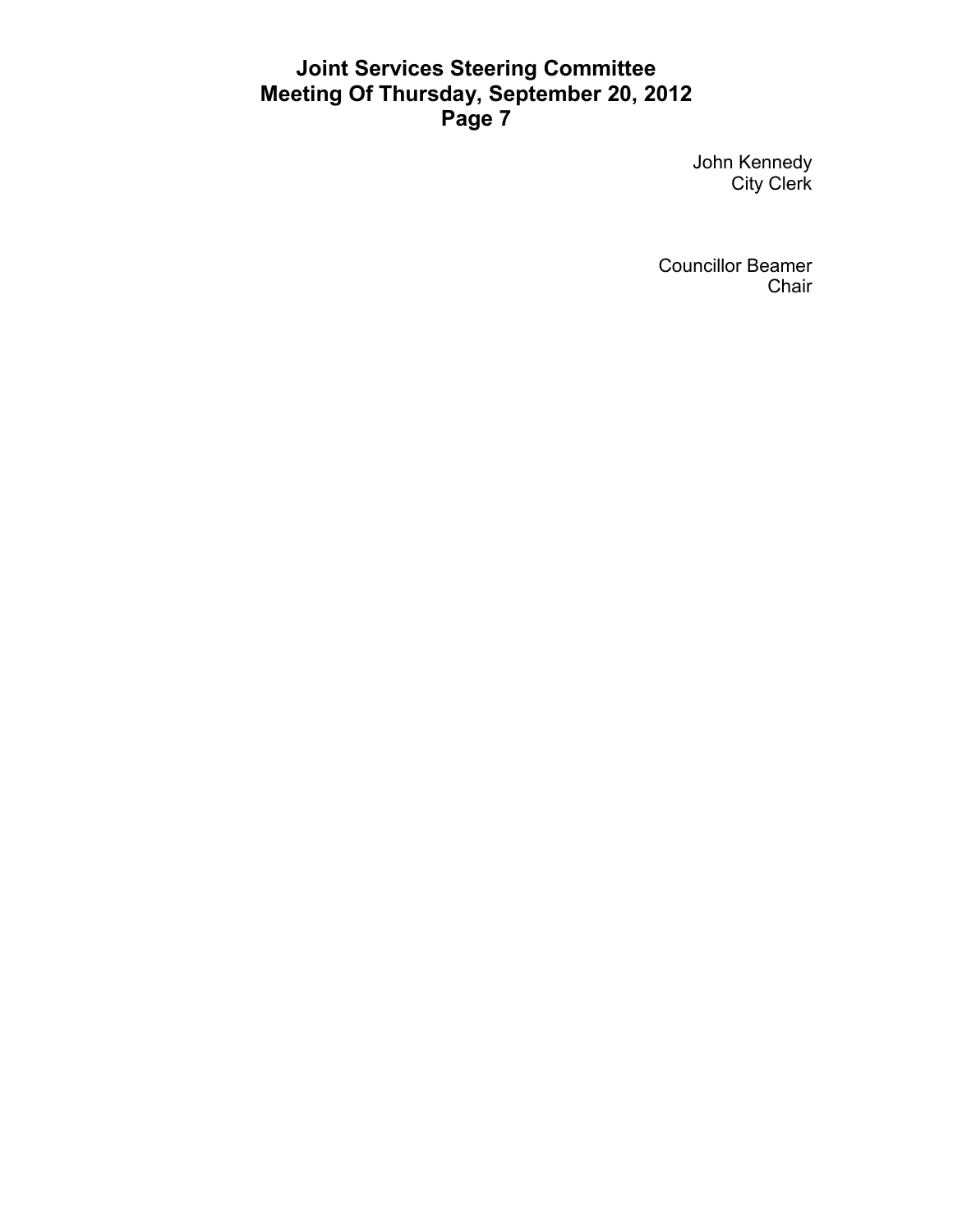John Kennedy
City Clerk

Councillor Beamer
Chair